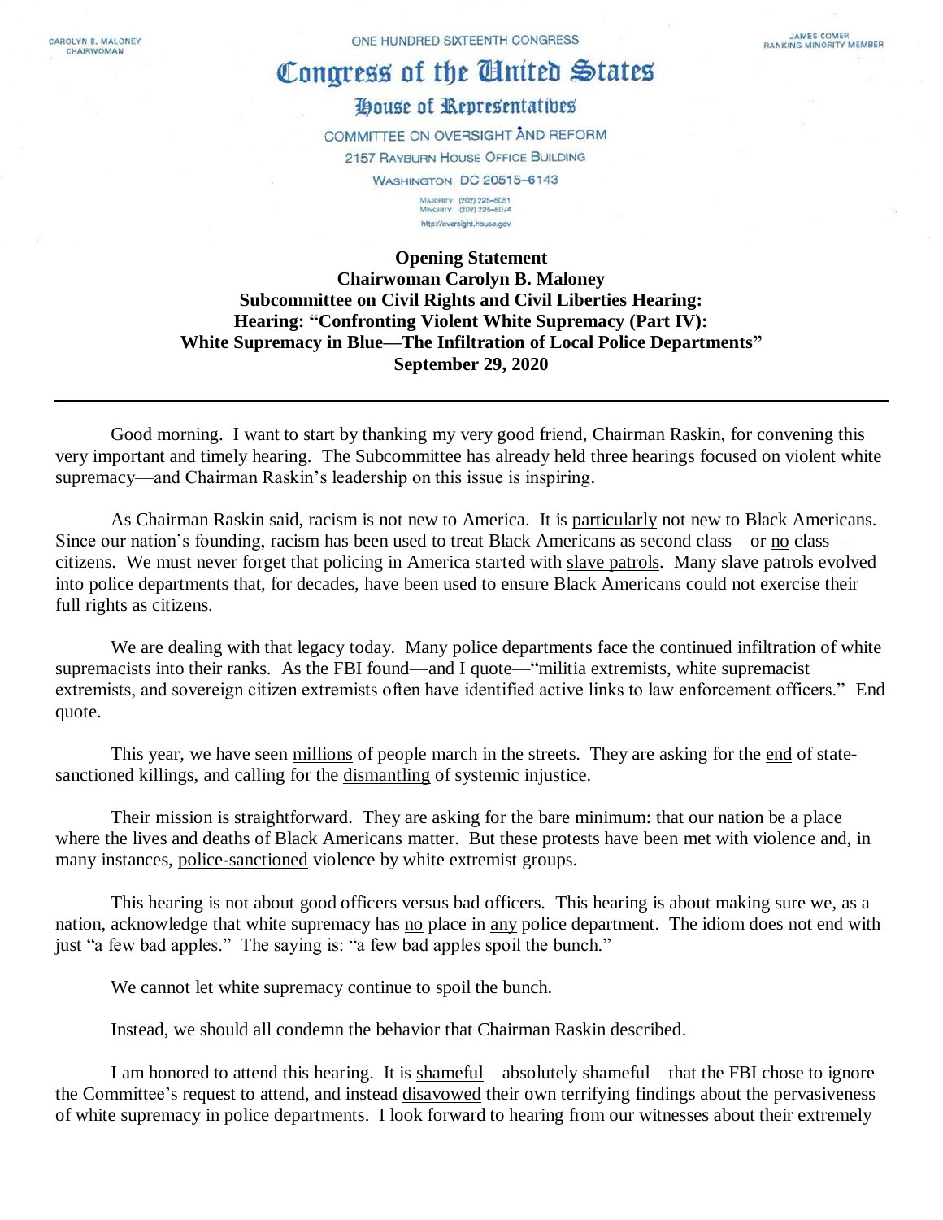CAROLYN B. MALONEY
CHAIRWOMAN

ONE HUNDRED SIXTEENTH CONGRESS

JAMES COMER
RANKING MINORITY MEMBER

# Congress of the United States

## House of Representatives

COMMITTEE ON OVERSIGHT AND REFORM
2157 RAYBURN HOUSE OFFICE BUILDING
WASHINGTON, DC 20515–6143

MAJORITY (202) 225–5051
MINORITY (202) 225–5074
http://oversight.house.gov

**Opening Statement**
**Chairwoman Carolyn B. Maloney**
**Subcommittee on Civil Rights and Civil Liberties Hearing:**
**Hearing: "Confronting Violent White Supremacy (Part IV):**
**White Supremacy in Blue—The Infiltration of Local Police Departments"**
**September 29, 2020**

---

Good morning. I want to start by thanking my very good friend, Chairman Raskin, for convening this very important and timely hearing. The Subcommittee has already held three hearings focused on violent white supremacy—and Chairman Raskin's leadership on this issue is inspiring.

As Chairman Raskin said, racism is not new to America. It is particularly not new to Black Americans. Since our nation's founding, racism has been used to treat Black Americans as second class—or no class—citizens. We must never forget that policing in America started with slave patrols. Many slave patrols evolved into police departments that, for decades, have been used to ensure Black Americans could not exercise their full rights as citizens.

We are dealing with that legacy today. Many police departments face the continued infiltration of white supremacists into their ranks. As the FBI found—and I quote—"militia extremists, white supremacist extremists, and sovereign citizen extremists often have identified active links to law enforcement officers." End quote.

This year, we have seen millions of people march in the streets. They are asking for the end of state-sanctioned killings, and calling for the dismantling of systemic injustice.

Their mission is straightforward. They are asking for the bare minimum: that our nation be a place where the lives and deaths of Black Americans matter. But these protests have been met with violence and, in many instances, police-sanctioned violence by white extremist groups.

This hearing is not about good officers versus bad officers. This hearing is about making sure we, as a nation, acknowledge that white supremacy has no place in any police department. The idiom does not end with just "a few bad apples." The saying is: "a few bad apples spoil the bunch."

We cannot let white supremacy continue to spoil the bunch.

Instead, we should all condemn the behavior that Chairman Raskin described.

I am honored to attend this hearing. It is shameful—absolutely shameful—that the FBI chose to ignore the Committee's request to attend, and instead disavowed their own terrifying findings about the pervasiveness of white supremacy in police departments. I look forward to hearing from our witnesses about their extremely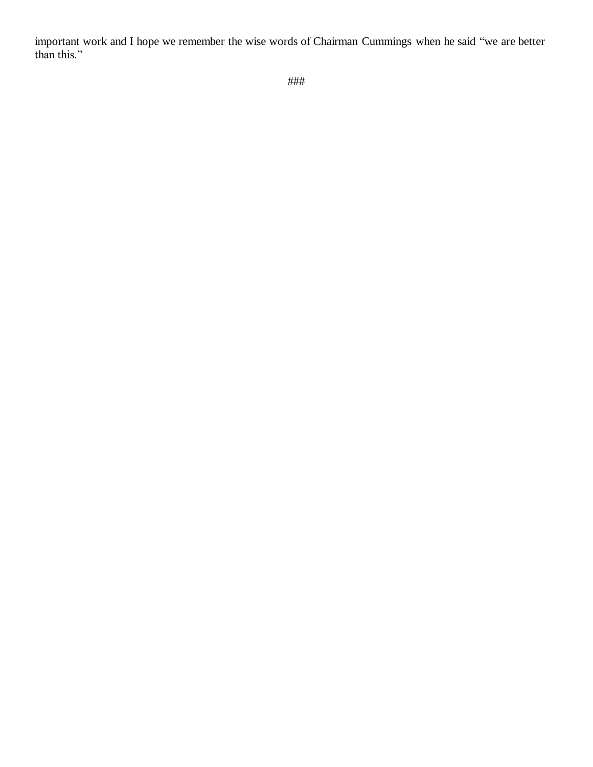important work and I hope we remember the wise words of Chairman Cummings when he said "we are better than this."

###